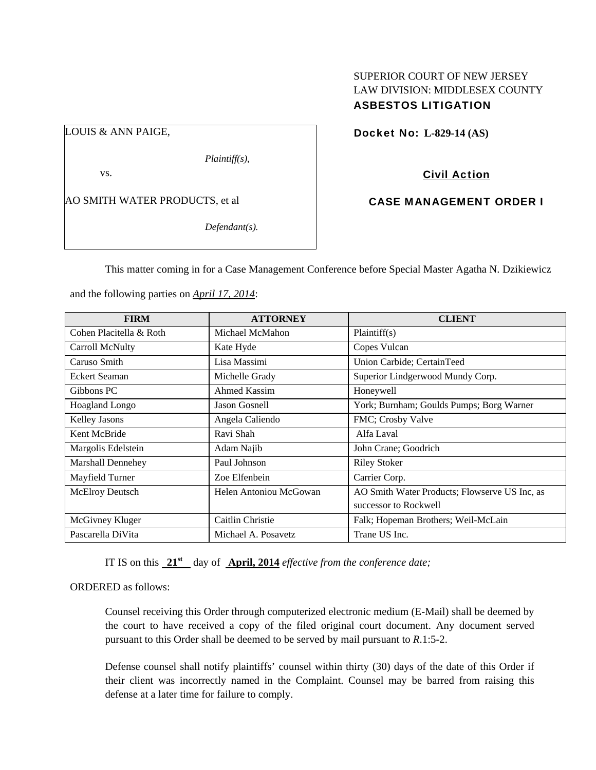SUPERIOR COURT OF NEW JERSEY
LAW DIVISION: MIDDLESEX COUNTY
**ASBESTOS LITIGATION**

LOUIS & ANN PAIGE,

*Plaintiff(s),*

vs.

AO SMITH WATER PRODUCTS, et al

*Defendant(s).*

**Docket No: L-829-14 (AS)**

**Civil Action**

**CASE MANAGEMENT ORDER I**

This matter coming in for a Case Management Conference before Special Master Agatha N. Dzikiewicz and the following parties on *April 17, 2014*:

| FIRM | ATTORNEY | CLIENT |
|---|---|---|
| Cohen Placitella & Roth | Michael McMahon | Plaintiff(s) |
| Carroll McNulty | Kate Hyde | Copes Vulcan |
| Caruso Smith | Lisa Massimi | Union Carbide; CertainTeed |
| Eckert Seaman | Michelle Grady | Superior Lindgerwood Mundy Corp. |
| Gibbons PC | Ahmed Kassim | Honeywell |
| Hoagland Longo | Jason Gosnell | York; Burnham; Goulds Pumps; Borg Warner |
| Kelley Jasons | Angela Caliendo | FMC; Crosby Valve |
| Kent McBride | Ravi Shah | Alfa Laval |
| Margolis Edelstein | Adam Najib | John Crane; Goodrich |
| Marshall Dennehey | Paul Johnson | Riley Stoker |
| Mayfield Turner | Zoe Elfenbein | Carrier Corp. |
| McElroy Deutsch | Helen Antoniou McGowan | AO Smith Water Products; Flowserve US Inc, as successor to Rockwell |
| McGivney Kluger | Caitlin Christie | Falk; Hopeman Brothers; Weil-McLain |
| Pascarella DiVita | Michael A. Posavetz | Trane US Inc. |

IT IS on this **21st** day of **April, 2014** *effective from the conference date;*

ORDERED as follows:

Counsel receiving this Order through computerized electronic medium (E-Mail) shall be deemed by the court to have received a copy of the filed original court document. Any document served pursuant to this Order shall be deemed to be served by mail pursuant to *R*.1:5-2.

Defense counsel shall notify plaintiffs' counsel within thirty (30) days of the date of this Order if their client was incorrectly named in the Complaint. Counsel may be barred from raising this defense at a later time for failure to comply.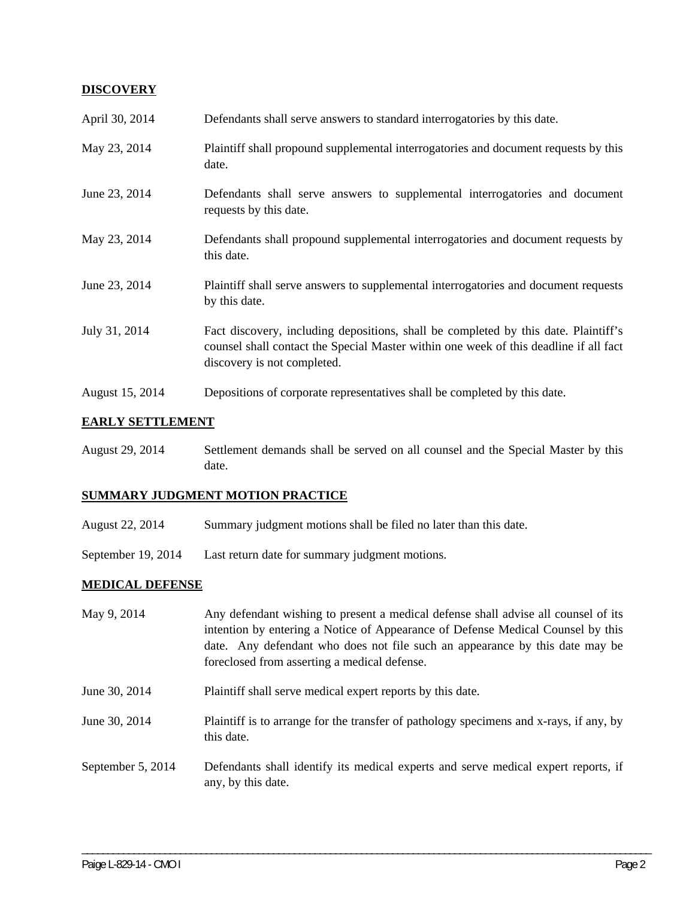**DISCOVERY**

| | |
|---|---|
| April 30, 2014 | Defendants shall serve answers to standard interrogatories by this date. |
| May 23, 2014 | Plaintiff shall propound supplemental interrogatories and document requests by this date. |
| June 23, 2014 | Defendants shall serve answers to supplemental interrogatories and document requests by this date. |
| May 23, 2014 | Defendants shall propound supplemental interrogatories and document requests by this date. |
| June 23, 2014 | Plaintiff shall serve answers to supplemental interrogatories and document requests by this date. |
| July 31, 2014 | Fact discovery, including depositions, shall be completed by this date. Plaintiff's counsel shall contact the Special Master within one week of this deadline if all fact discovery is not completed. |
| August 15, 2014 | Depositions of corporate representatives shall be completed by this date. |

**EARLY SETTLEMENT**

| | |
|---|---|
| August 29, 2014 | Settlement demands shall be served on all counsel and the Special Master by this date. |

**SUMMARY JUDGMENT MOTION PRACTICE**

| | |
|---|---|
| August 22, 2014 | Summary judgment motions shall be filed no later than this date. |
| September 19, 2014 | Last return date for summary judgment motions. |

**MEDICAL DEFENSE**

| | |
|---|---|
| May 9, 2014 | Any defendant wishing to present a medical defense shall advise all counsel of its intention by entering a Notice of Appearance of Defense Medical Counsel by this date. Any defendant who does not file such an appearance by this date may be foreclosed from asserting a medical defense. |
| June 30, 2014 | Plaintiff shall serve medical expert reports by this date. |
| June 30, 2014 | Plaintiff is to arrange for the transfer of pathology specimens and x-rays, if any, by this date. |
| September 5, 2014 | Defendants shall identify its medical experts and serve medical expert reports, if any, by this date. |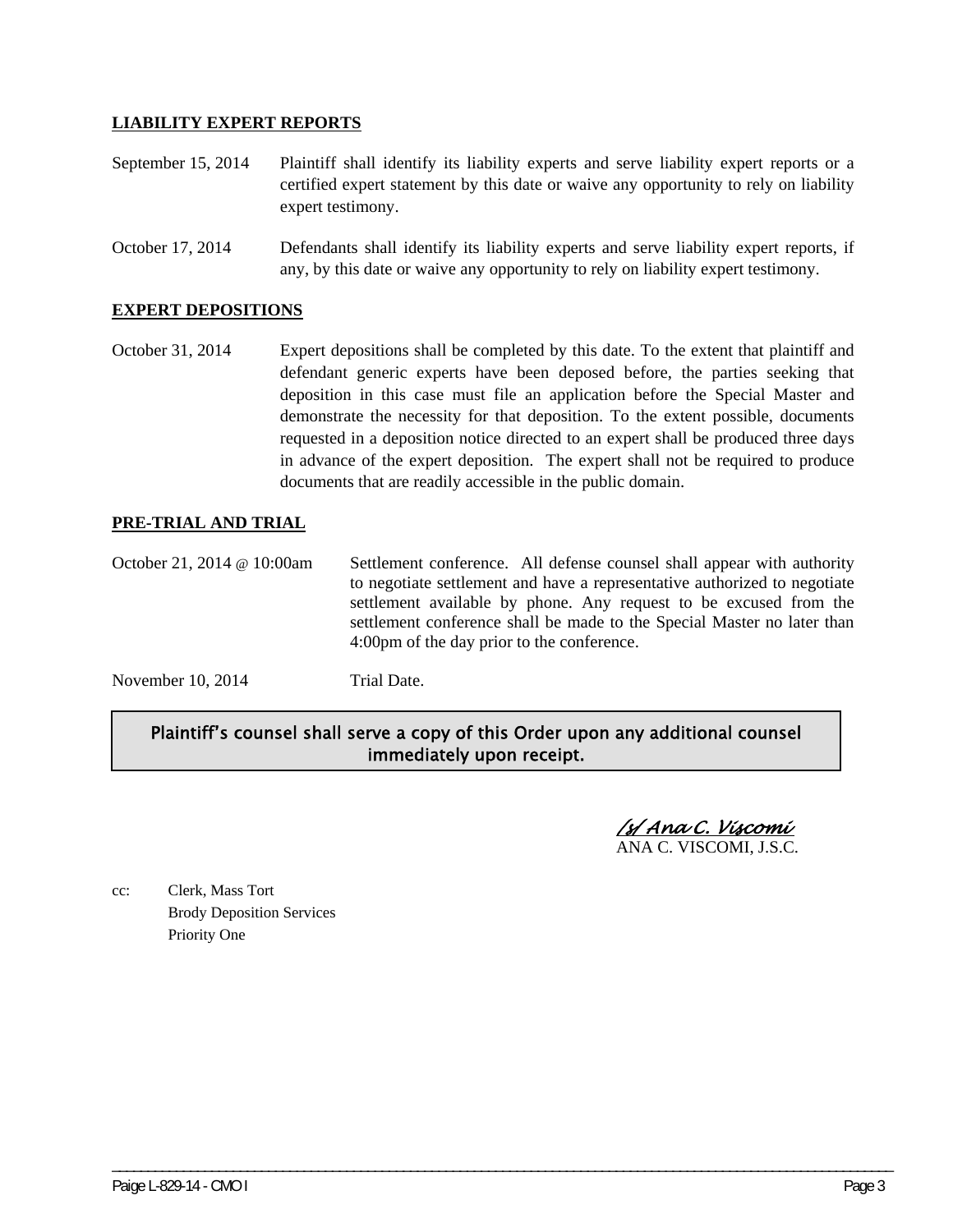**LIABILITY EXPERT REPORTS**

| | |
|---|---|
| September 15, 2014 | Plaintiff shall identify its liability experts and serve liability expert reports or a certified expert statement by this date or waive any opportunity to rely on liability expert testimony. |
| October 17, 2014 | Defendants shall identify its liability experts and serve liability expert reports, if any, by this date or waive any opportunity to rely on liability expert testimony. |

**EXPERT DEPOSITIONS**

| | |
|---|---|
| October 31, 2014 | Expert depositions shall be completed by this date. To the extent that plaintiff and defendant generic experts have been deposed before, the parties seeking that deposition in this case must file an application before the Special Master and demonstrate the necessity for that deposition. To the extent possible, documents requested in a deposition notice directed to an expert shall be produced three days in advance of the expert deposition. The expert shall not be required to produce documents that are readily accessible in the public domain. |

**PRE-TRIAL AND TRIAL**

| | |
|---|---|
| October 21, 2014 @ 10:00am | Settlement conference. All defense counsel shall appear with authority to negotiate settlement and have a representative authorized to negotiate settlement available by phone. Any request to be excused from the settlement conference shall be made to the Special Master no later than 4:00pm of the day prior to the conference. |
| November 10, 2014 | Trial Date. |

**Plaintiff's counsel shall serve a copy of this Order upon any additional counsel immediately upon receipt.**

*/s/ Ana C. Viscomi*
ANA C. VISCOMI, J.S.C.

cc: Clerk, Mass Tort
Brody Deposition Services
Priority One